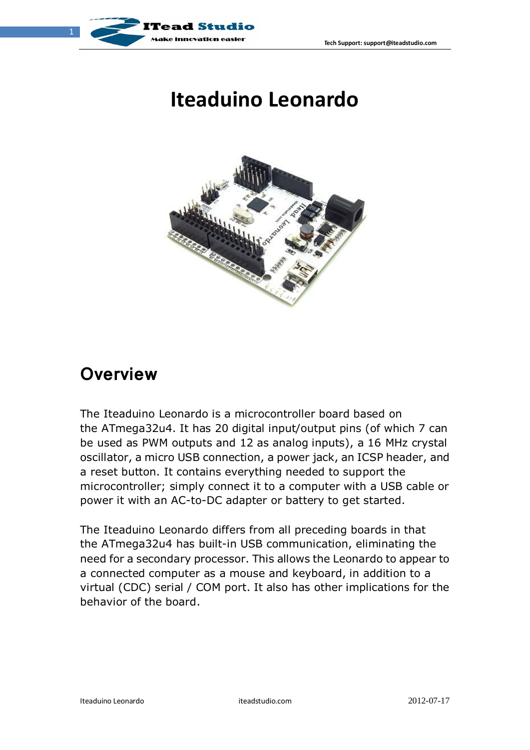# Iteaduino Leonardo

## Overview

The Iteaduino Leonardo is a microcontroller board based on the ATmega32u4. It has 20 digital input/output pins (of which 7 can be used as PWM outputs and 12 as analog inputs), a 16 MHz crystal oscillator, a micro USB connection, a power jack, an ICSP header, and a reset button. It contains everything needed to support the microcontroller; simply connect it to a computer with a USB cable or power it with an AC-to-DC adapter or battery to get started.

The Iteaduino Leonardo differs from all preceding boards in that the ATmega32u4 has built-in USB communication, eliminating the need for a secondary processor. This allows the Leonardo to appear to a connected computer as a mouse and keyboard, in addition to a virtual (CDC) serial / COM port. It also has other implications for the behavior of the board.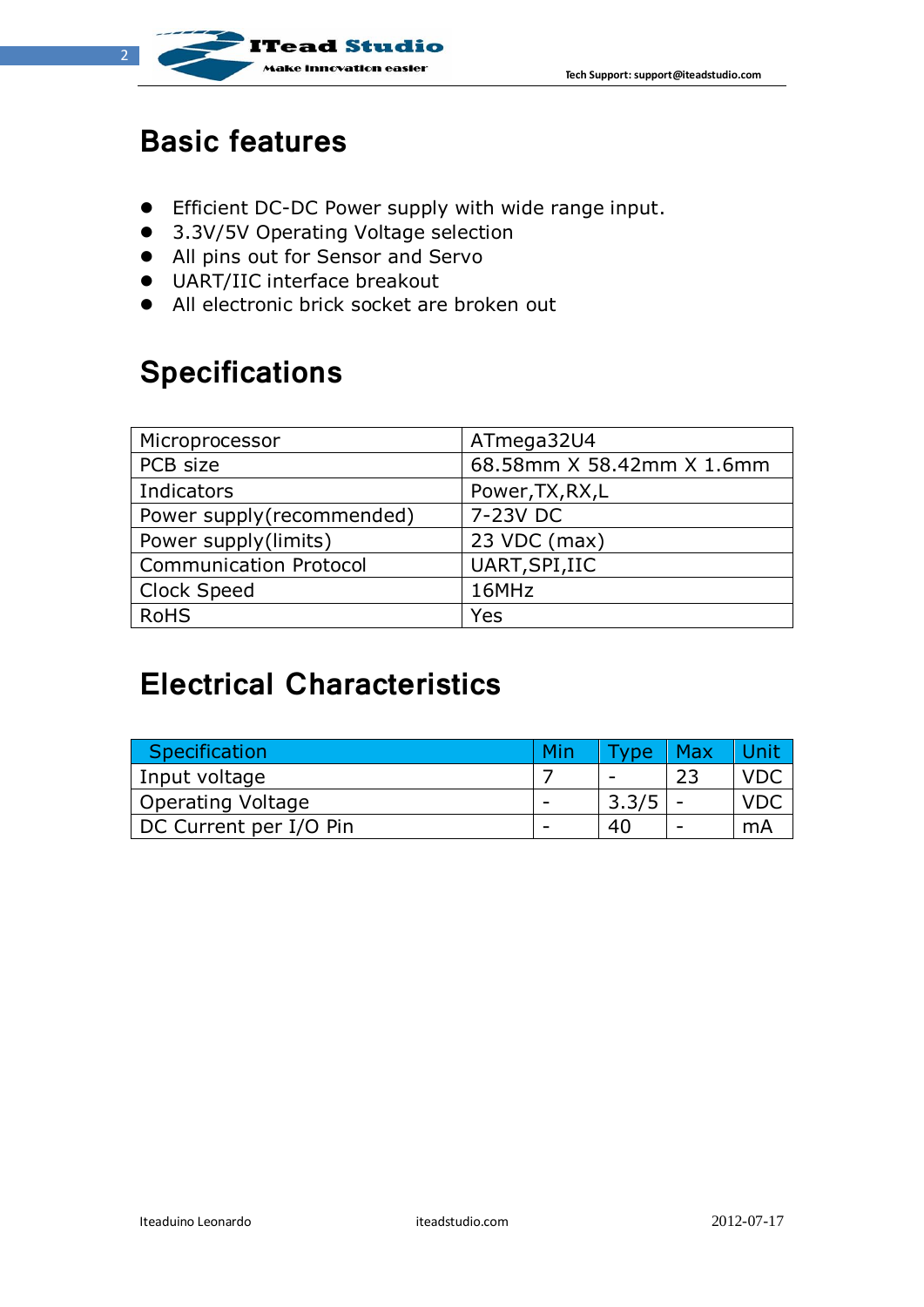## Basic features

- Efficient DC-DC Power supply with wide range input.
- 3.3V/5V Operating Voltage selection
- All pins out for Sensor and Servo
- UART/IIC interface breakout
- All electronic brick socket are broken out

## Specifications

| | |
|---|---|
| Microprocessor | ATmega32U4 |
| PCB size | 68.58mm X 58.42mm X 1.6mm |
| Indicators | Power,TX,RX,L |
| Power supply(recommended) | 7-23V DC |
| Power supply(limits) | 23 VDC (max) |
| Communication Protocol | UART,SPI,IIC |
| Clock Speed | 16MHz |
| RoHS | Yes |

## Electrical Characteristics

| Specification | Min | Type | Max | Unit |
|---|---|---|---|---|
| Input voltage | 7 | - | 23 | VDC |
| Operating Voltage | - | 3.3/5 | - | VDC |
| DC Current per I/O Pin | - | 40 | - | mA |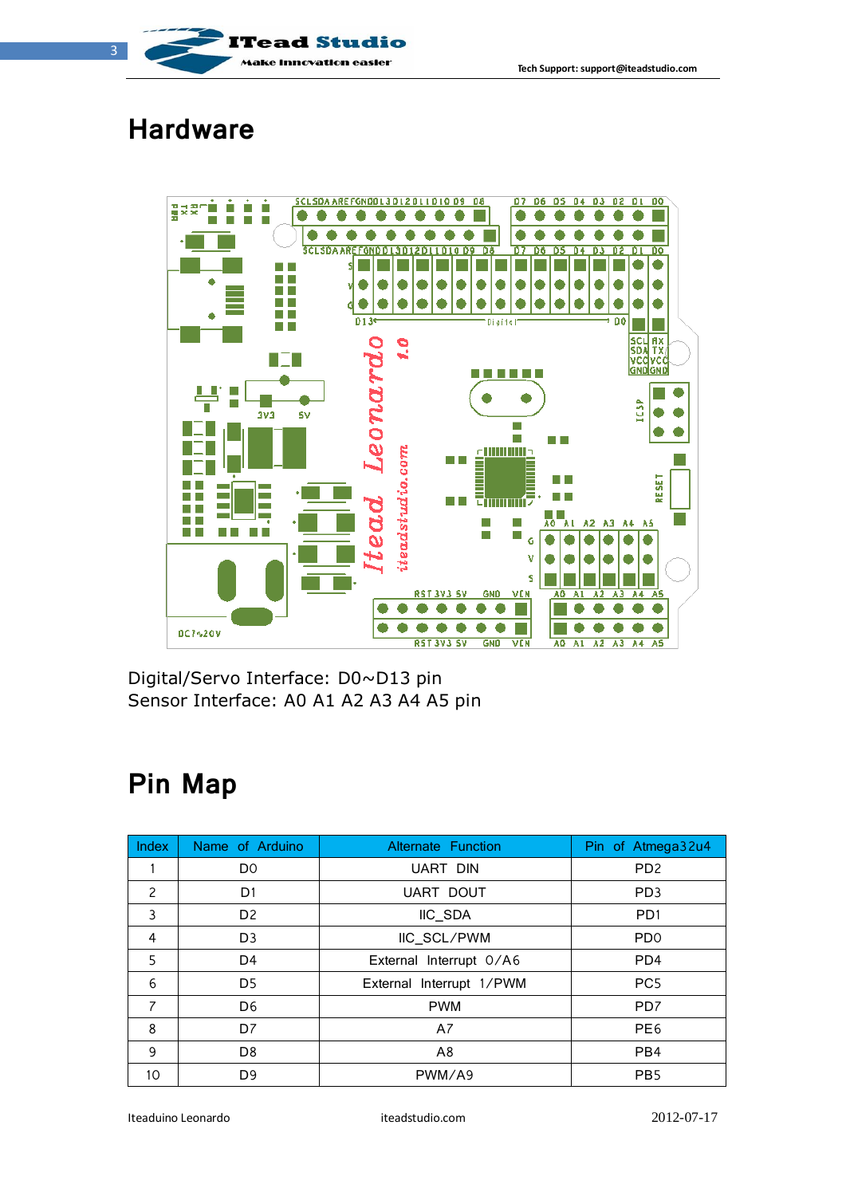# Hardware

Digital/Servo Interface: D0~D13 pin
Sensor Interface: A0 A1 A2 A3 A4 A5 pin

# Pin Map

| Index | Name of Arduino | Alternate Function | Pin of Atmega32u4 |
|---|---|---|---|
| 1 | D0 | UART DIN | PD2 |
| 2 | D1 | UART DOUT | PD3 |
| 3 | D2 | IIC_SDA | PD1 |
| 4 | D3 | IIC_SCL/PWM | PD0 |
| 5 | D4 | External Interrupt 0/A6 | PD4 |
| 6 | D5 | External Interrupt 1/PWM | PC5 |
| 7 | D6 | PWM | PD7 |
| 8 | D7 | A7 | PE6 |
| 9 | D8 | A8 | PB4 |
| 10 | D9 | PWM/A9 | PB5 |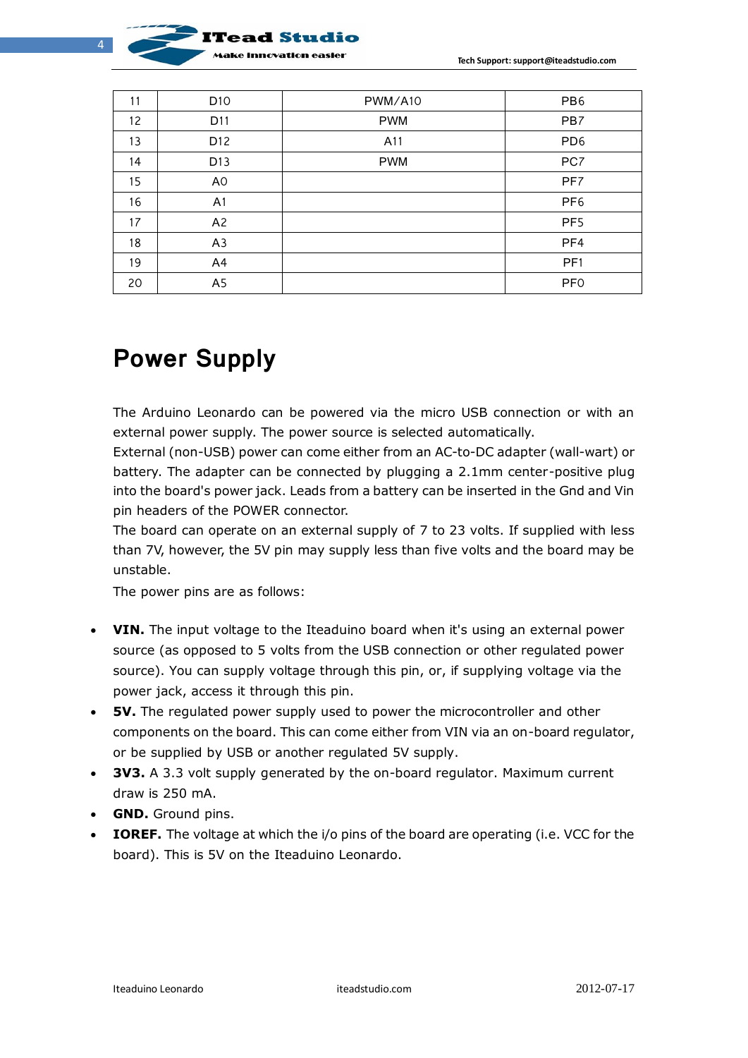| 11 | D10 | PWM/A10 | PB6 |
|---|---|---|---|
| 12 | D11 | PWM | PB7 |
| 13 | D12 | A11 | PD6 |
| 14 | D13 | PWM | PC7 |
| 15 | A0 | | PF7 |
| 16 | A1 | | PF6 |
| 17 | A2 | | PF5 |
| 18 | A3 | | PF4 |
| 19 | A4 | | PF1 |
| 20 | A5 | | PF0 |

# Power Supply

The Arduino Leonardo can be powered via the micro USB connection or with an external power supply. The power source is selected automatically.
External (non-USB) power can come either from an AC-to-DC adapter (wall-wart) or battery. The adapter can be connected by plugging a 2.1mm center-positive plug into the board's power jack. Leads from a battery can be inserted in the Gnd and Vin pin headers of the POWER connector.
The board can operate on an external supply of 7 to 23 volts. If supplied with less than 7V, however, the 5V pin may supply less than five volts and the board may be unstable.
The power pins are as follows:

- **VIN.** The input voltage to the Iteaduino board when it's using an external power source (as opposed to 5 volts from the USB connection or other regulated power source). You can supply voltage through this pin, or, if supplying voltage via the power jack, access it through this pin.
- **5V.** The regulated power supply used to power the microcontroller and other components on the board. This can come either from VIN via an on-board regulator, or be supplied by USB or another regulated 5V supply.
- **3V3.** A 3.3 volt supply generated by the on-board regulator. Maximum current draw is 250 mA.
- **GND.** Ground pins.
- **IOREF.** The voltage at which the i/o pins of the board are operating (i.e. VCC for the board). This is 5V on the Iteaduino Leonardo.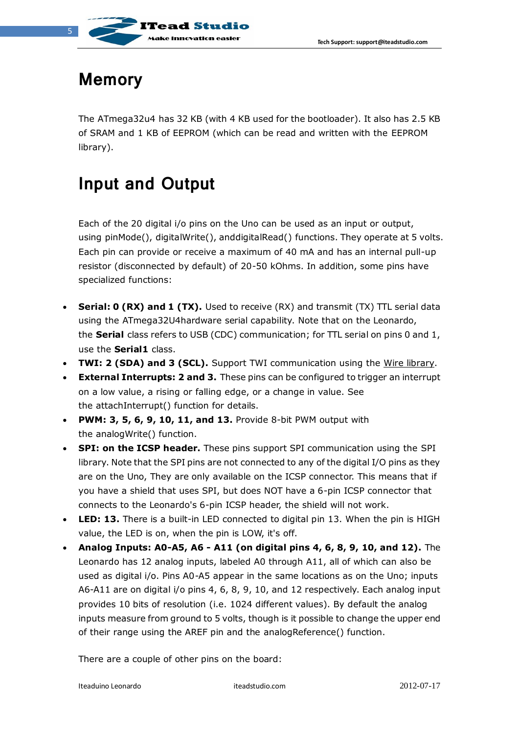# Memory

The ATmega32u4 has 32 KB (with 4 KB used for the bootloader). It also has 2.5 KB of SRAM and 1 KB of EEPROM (which can be read and written with the EEPROM library).

# Input and Output

Each of the 20 digital i/o pins on the Uno can be used as an input or output, using pinMode(), digitalWrite(), anddigitalRead() functions. They operate at 5 volts. Each pin can provide or receive a maximum of 40 mA and has an internal pull-up resistor (disconnected by default) of 20-50 kOhms. In addition, some pins have specialized functions:

- **Serial: 0 (RX) and 1 (TX).** Used to receive (RX) and transmit (TX) TTL serial data using the ATmega32U4hardware serial capability. Note that on the Leonardo, the **Serial** class refers to USB (CDC) communication; for TTL serial on pins 0 and 1, use the **Serial1** class.
- **TWI: 2 (SDA) and 3 (SCL).** Support TWI communication using the Wire library.
- **External Interrupts: 2 and 3.** These pins can be configured to trigger an interrupt on a low value, a rising or falling edge, or a change in value. See the attachInterrupt() function for details.
- **PWM: 3, 5, 6, 9, 10, 11, and 13.** Provide 8-bit PWM output with the analogWrite() function.
- **SPI: on the ICSP header.** These pins support SPI communication using the SPI library. Note that the SPI pins are not connected to any of the digital I/O pins as they are on the Uno, They are only available on the ICSP connector. This means that if you have a shield that uses SPI, but does NOT have a 6-pin ICSP connector that connects to the Leonardo's 6-pin ICSP header, the shield will not work.
- **LED: 13.** There is a built-in LED connected to digital pin 13. When the pin is HIGH value, the LED is on, when the pin is LOW, it's off.
- **Analog Inputs: A0-A5, A6 - A11 (on digital pins 4, 6, 8, 9, 10, and 12).** The Leonardo has 12 analog inputs, labeled A0 through A11, all of which can also be used as digital i/o. Pins A0-A5 appear in the same locations as on the Uno; inputs A6-A11 are on digital i/o pins 4, 6, 8, 9, 10, and 12 respectively. Each analog input provides 10 bits of resolution (i.e. 1024 different values). By default the analog inputs measure from ground to 5 volts, though is it possible to change the upper end of their range using the AREF pin and the analogReference() function.

There are a couple of other pins on the board: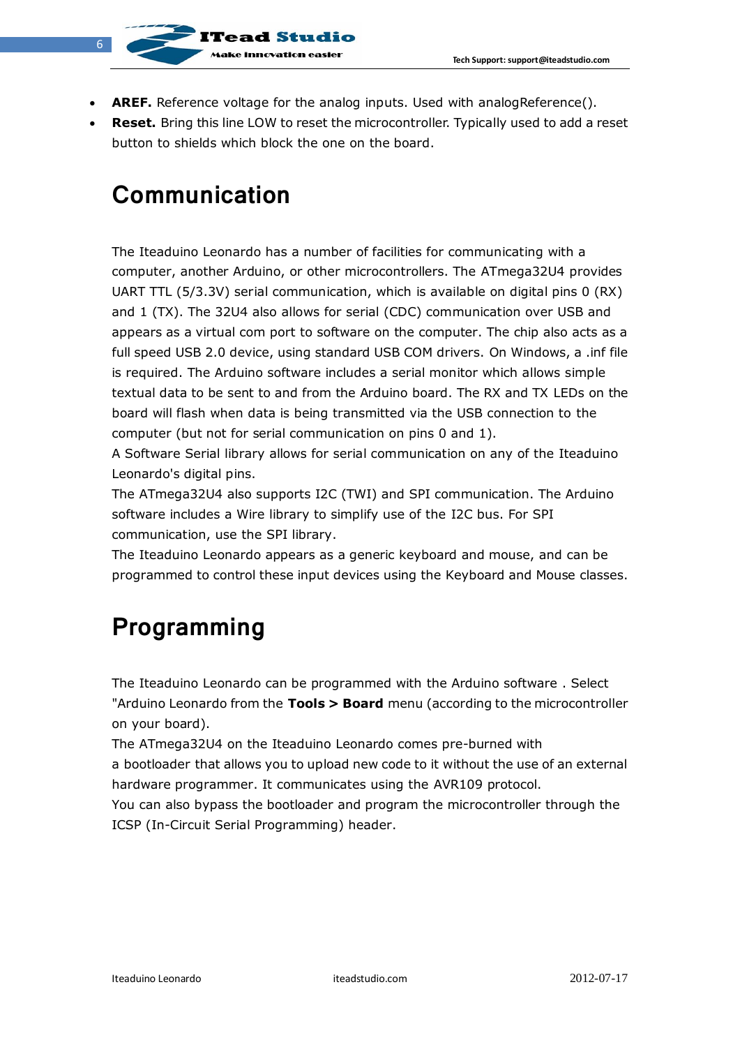- **AREF.** Reference voltage for the analog inputs. Used with analogReference().
- **Reset.** Bring this line LOW to reset the microcontroller. Typically used to add a reset button to shields which block the one on the board.

# Communication

The Iteaduino Leonardo has a number of facilities for communicating with a computer, another Arduino, or other microcontrollers. The ATmega32U4 provides UART TTL (5/3.3V) serial communication, which is available on digital pins 0 (RX) and 1 (TX). The 32U4 also allows for serial (CDC) communication over USB and appears as a virtual com port to software on the computer. The chip also acts as a full speed USB 2.0 device, using standard USB COM drivers. On Windows, a .inf file is required. The Arduino software includes a serial monitor which allows simple textual data to be sent to and from the Arduino board. The RX and TX LEDs on the board will flash when data is being transmitted via the USB connection to the computer (but not for serial communication on pins 0 and 1).
A Software Serial library allows for serial communication on any of the Iteaduino Leonardo's digital pins.
The ATmega32U4 also supports I2C (TWI) and SPI communication. The Arduino software includes a Wire library to simplify use of the I2C bus. For SPI communication, use the SPI library.
The Iteaduino Leonardo appears as a generic keyboard and mouse, and can be programmed to control these input devices using the Keyboard and Mouse classes.

# Programming

The Iteaduino Leonardo can be programmed with the Arduino software . Select "Arduino Leonardo from the **Tools > Board** menu (according to the microcontroller on your board).
The ATmega32U4 on the Iteaduino Leonardo comes pre-burned with a bootloader that allows you to upload new code to it without the use of an external hardware programmer. It communicates using the AVR109 protocol.
You can also bypass the bootloader and program the microcontroller through the ICSP (In-Circuit Serial Programming) header.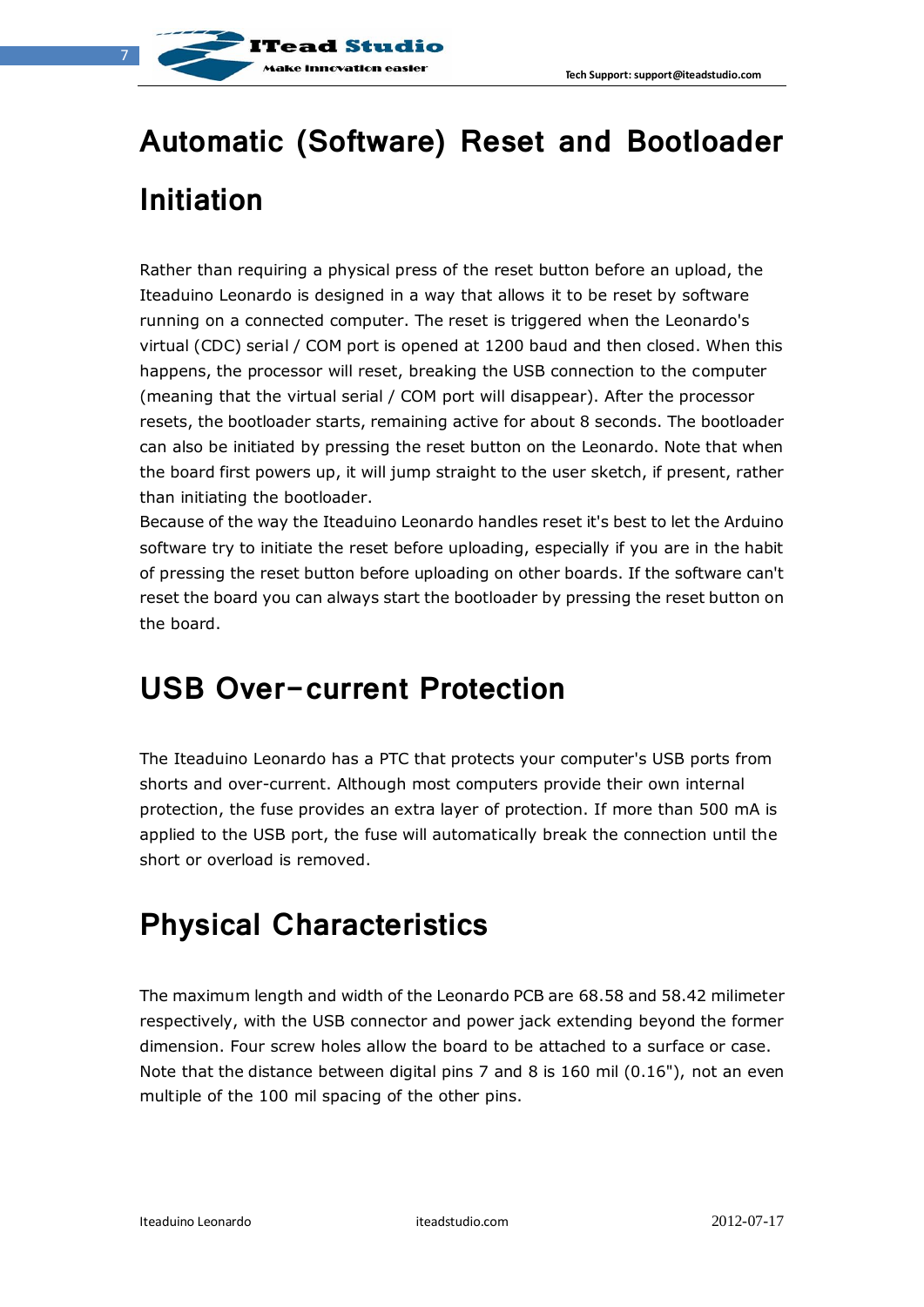# Automatic (Software) Reset and Bootloader Initiation

Rather than requiring a physical press of the reset button before an upload, the Iteaduino Leonardo is designed in a way that allows it to be reset by software running on a connected computer. The reset is triggered when the Leonardo's virtual (CDC) serial / COM port is opened at 1200 baud and then closed. When this happens, the processor will reset, breaking the USB connection to the computer (meaning that the virtual serial / COM port will disappear). After the processor resets, the bootloader starts, remaining active for about 8 seconds. The bootloader can also be initiated by pressing the reset button on the Leonardo. Note that when the board first powers up, it will jump straight to the user sketch, if present, rather than initiating the bootloader.

Because of the way the Iteaduino Leonardo handles reset it's best to let the Arduino software try to initiate the reset before uploading, especially if you are in the habit of pressing the reset button before uploading on other boards. If the software can't reset the board you can always start the bootloader by pressing the reset button on the board.

# USB Over-current Protection

The Iteaduino Leonardo has a PTC that protects your computer's USB ports from shorts and over-current. Although most computers provide their own internal protection, the fuse provides an extra layer of protection. If more than 500 mA is applied to the USB port, the fuse will automatically break the connection until the short or overload is removed.

# Physical Characteristics

The maximum length and width of the Leonardo PCB are 68.58 and 58.42 milimeter respectively, with the USB connector and power jack extending beyond the former dimension. Four screw holes allow the board to be attached to a surface or case. Note that the distance between digital pins 7 and 8 is 160 mil (0.16"), not an even multiple of the 100 mil spacing of the other pins.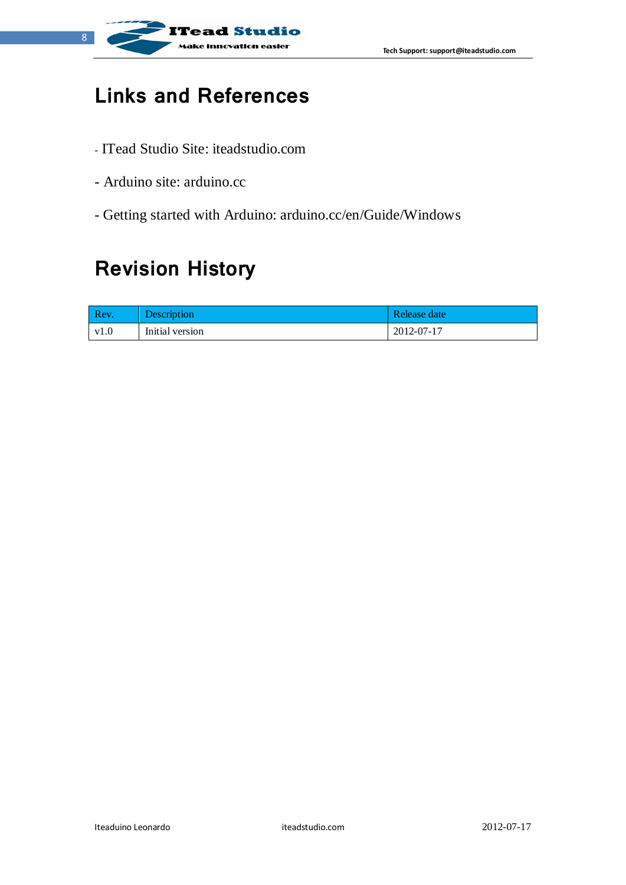## Links and References

- ITead Studio Site: iteadstudio.com

- Arduino site: arduino.cc

- Getting started with Arduino: arduino.cc/en/Guide/Windows

## Revision History

| Rev. | Description | Release date |
| --- | --- | --- |
| v1.0 | Initial version | 2012-07-17 |